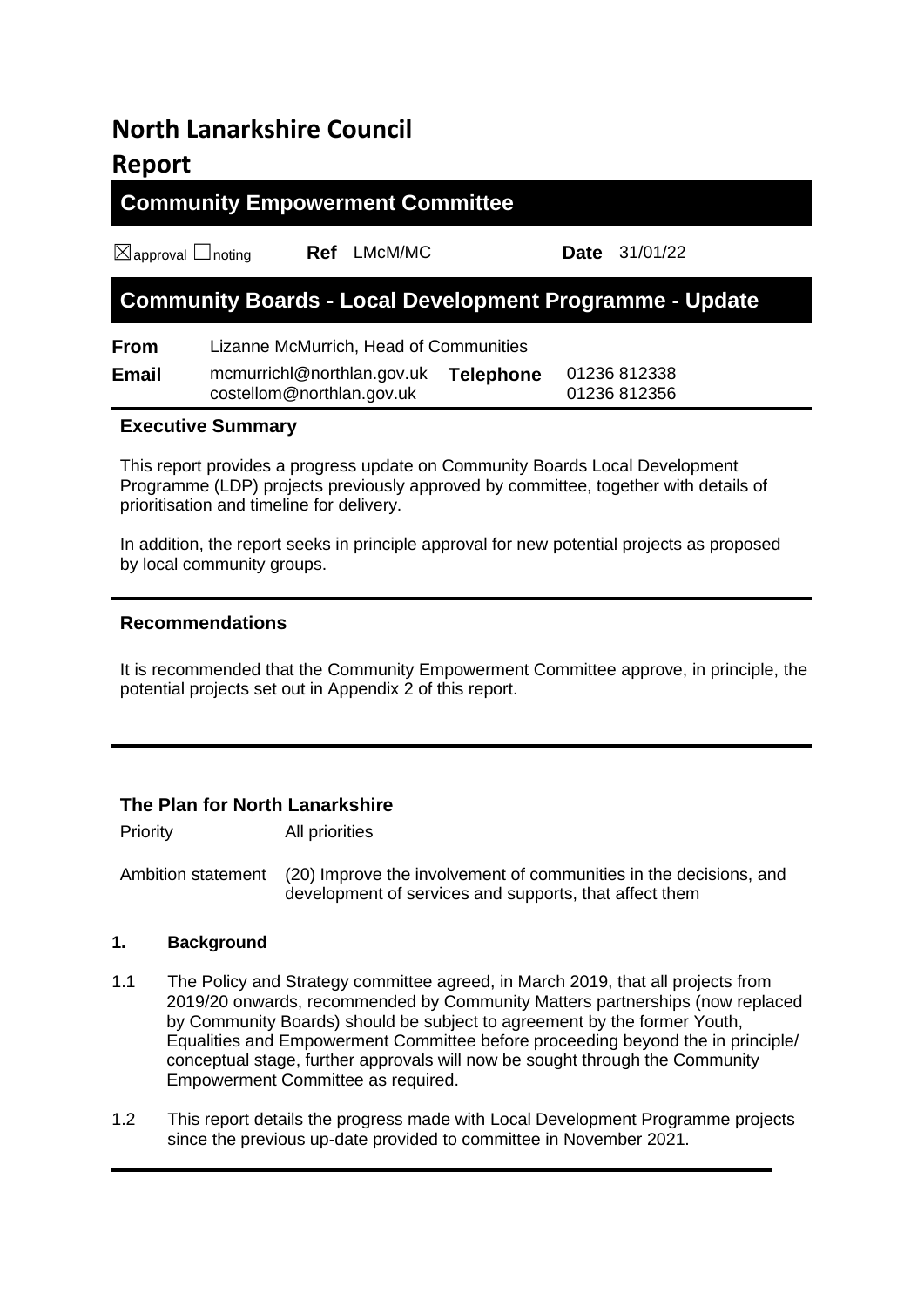# North Lanarkshire Council

# Report

## Community Empowerment Committee

☒approval ☐noting **Ref** LMcM/MC **Date** 31/01/22

## Community Boards - Local Development Programme - Update

| | | | |
|---|---|---|---|
| **From** | Lizanne McMurrich, Head of Communities | | |
| **Email** | mcmurrichl@northlan.gov.uk<br>costellom@northlan.gov.uk | **Telephone** | 01236 812338<br>01236 812356 |

### Executive Summary

This report provides a progress update on Community Boards Local Development Programme (LDP) projects previously approved by committee, together with details of prioritisation and timeline for delivery.

In addition, the report seeks in principle approval for new potential projects as proposed by local community groups.

### Recommendations

It is recommended that the Community Empowerment Committee approve, in principle, the potential projects set out in Appendix 2 of this report.

### The Plan for North Lanarkshire

| | |
|---|---|
| Priority | All priorities |
| Ambition statement | (20) Improve the involvement of communities in the decisions, and development of services and supports, that affect them |

### 1. Background

1.1 The Policy and Strategy committee agreed, in March 2019, that all projects from 2019/20 onwards, recommended by Community Matters partnerships (now replaced by Community Boards) should be subject to agreement by the former Youth, Equalities and Empowerment Committee before proceeding beyond the in principle/ conceptual stage, further approvals will now be sought through the Community Empowerment Committee as required.

1.2 This report details the progress made with Local Development Programme projects since the previous up-date provided to committee in November 2021.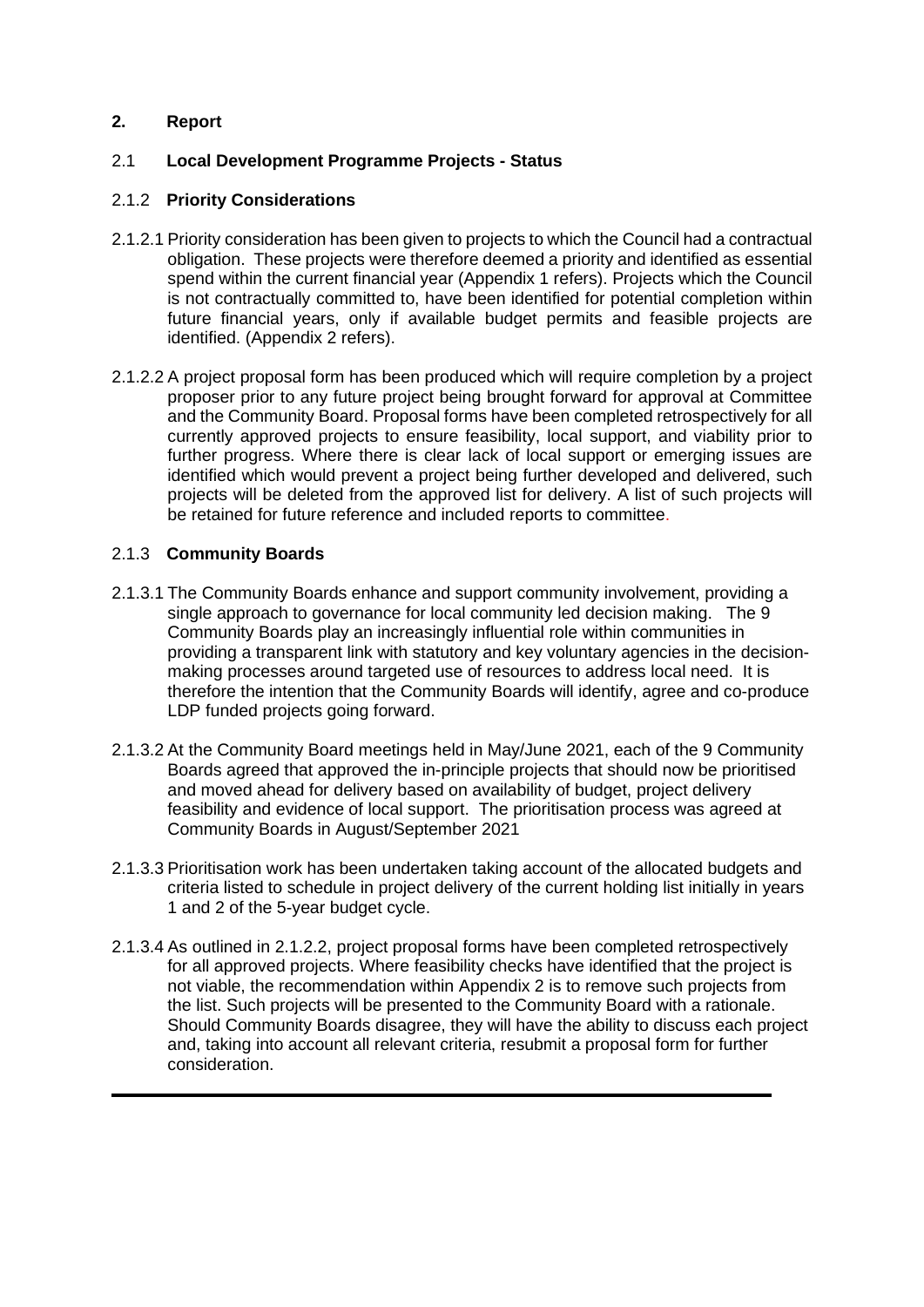## 2. Report

### 2.1 Local Development Programme Projects - Status

#### 2.1.2 Priority Considerations

2.1.2.1 Priority consideration has been given to projects to which the Council had a contractual obligation. These projects were therefore deemed a priority and identified as essential spend within the current financial year (Appendix 1 refers). Projects which the Council is not contractually committed to, have been identified for potential completion within future financial years, only if available budget permits and feasible projects are identified. (Appendix 2 refers).

2.1.2.2 A project proposal form has been produced which will require completion by a project proposer prior to any future project being brought forward for approval at Committee and the Community Board. Proposal forms have been completed retrospectively for all currently approved projects to ensure feasibility, local support, and viability prior to further progress. Where there is clear lack of local support or emerging issues are identified which would prevent a project being further developed and delivered, such projects will be deleted from the approved list for delivery. A list of such projects will be retained for future reference and included reports to committee.

#### 2.1.3 Community Boards

2.1.3.1 The Community Boards enhance and support community involvement, providing a single approach to governance for local community led decision making. The 9 Community Boards play an increasingly influential role within communities in providing a transparent link with statutory and key voluntary agencies in the decision-making processes around targeted use of resources to address local need. It is therefore the intention that the Community Boards will identify, agree and co-produce LDP funded projects going forward.

2.1.3.2 At the Community Board meetings held in May/June 2021, each of the 9 Community Boards agreed that approved the in-principle projects that should now be prioritised and moved ahead for delivery based on availability of budget, project delivery feasibility and evidence of local support. The prioritisation process was agreed at Community Boards in August/September 2021

2.1.3.3 Prioritisation work has been undertaken taking account of the allocated budgets and criteria listed to schedule in project delivery of the current holding list initially in years 1 and 2 of the 5-year budget cycle.

2.1.3.4 As outlined in 2.1.2.2, project proposal forms have been completed retrospectively for all approved projects. Where feasibility checks have identified that the project is not viable, the recommendation within Appendix 2 is to remove such projects from the list. Such projects will be presented to the Community Board with a rationale. Should Community Boards disagree, they will have the ability to discuss each project and, taking into account all relevant criteria, resubmit a proposal form for further consideration.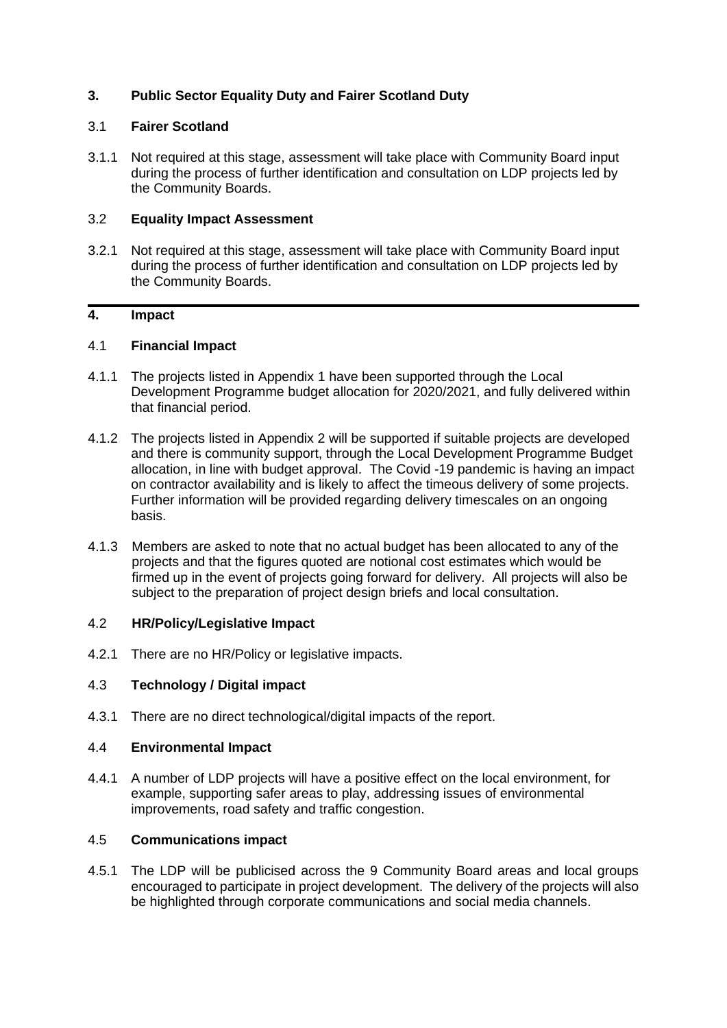## 3. Public Sector Equality Duty and Fairer Scotland Duty

### 3.1 Fairer Scotland

3.1.1 Not required at this stage, assessment will take place with Community Board input during the process of further identification and consultation on LDP projects led by the Community Boards.

### 3.2 Equality Impact Assessment

3.2.1 Not required at this stage, assessment will take place with Community Board input during the process of further identification and consultation on LDP projects led by the Community Boards.

---

## 4. Impact

### 4.1 Financial Impact

4.1.1 The projects listed in Appendix 1 have been supported through the Local Development Programme budget allocation for 2020/2021, and fully delivered within that financial period.

4.1.2 The projects listed in Appendix 2 will be supported if suitable projects are developed and there is community support, through the Local Development Programme Budget allocation, in line with budget approval. The Covid -19 pandemic is having an impact on contractor availability and is likely to affect the timeous delivery of some projects. Further information will be provided regarding delivery timescales on an ongoing basis.

4.1.3 Members are asked to note that no actual budget has been allocated to any of the projects and that the figures quoted are notional cost estimates which would be firmed up in the event of projects going forward for delivery. All projects will also be subject to the preparation of project design briefs and local consultation.

### 4.2 HR/Policy/Legislative Impact

4.2.1 There are no HR/Policy or legislative impacts.

### 4.3 Technology / Digital impact

4.3.1 There are no direct technological/digital impacts of the report.

### 4.4 Environmental Impact

4.4.1 A number of LDP projects will have a positive effect on the local environment, for example, supporting safer areas to play, addressing issues of environmental improvements, road safety and traffic congestion.

### 4.5 Communications impact

4.5.1 The LDP will be publicised across the 9 Community Board areas and local groups encouraged to participate in project development. The delivery of the projects will also be highlighted through corporate communications and social media channels.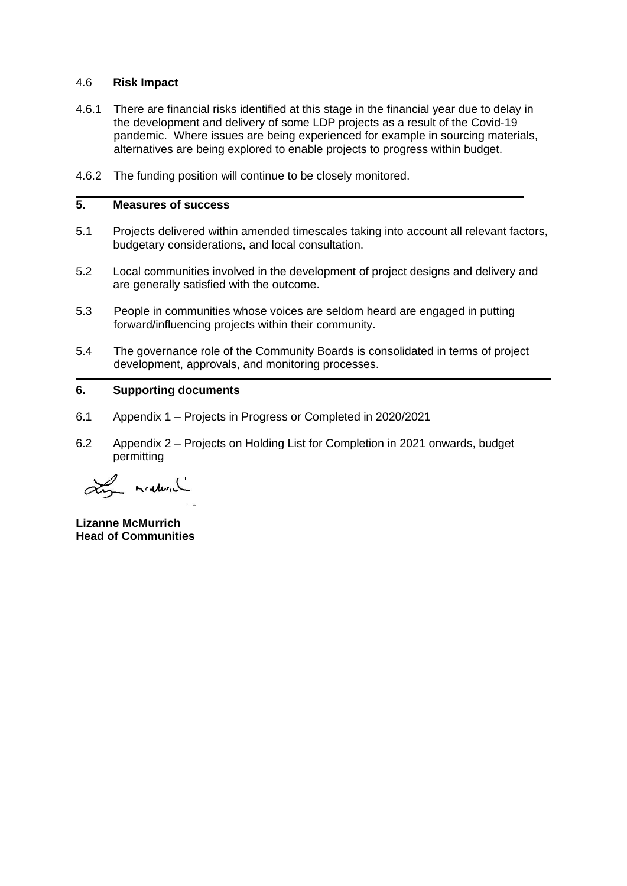4.6 **Risk Impact**

4.6.1 There are financial risks identified at this stage in the financial year due to delay in the development and delivery of some LDP projects as a result of the Covid-19 pandemic. Where issues are being experienced for example in sourcing materials, alternatives are being explored to enable projects to progress within budget.

4.6.2 The funding position will continue to be closely monitored.

## 5. Measures of success

5.1 Projects delivered within amended timescales taking into account all relevant factors, budgetary considerations, and local consultation.

5.2 Local communities involved in the development of project designs and delivery and are generally satisfied with the outcome.

5.3 People in communities whose voices are seldom heard are engaged in putting forward/influencing projects within their community.

5.4 The governance role of the Community Boards is consolidated in terms of project development, approvals, and monitoring processes.

## 6. Supporting documents

6.1 Appendix 1 – Projects in Progress or Completed in 2020/2021

6.2 Appendix 2 – Projects on Holding List for Completion in 2021 onwards, budget permitting

**Lizanne McMurrich**
**Head of Communities**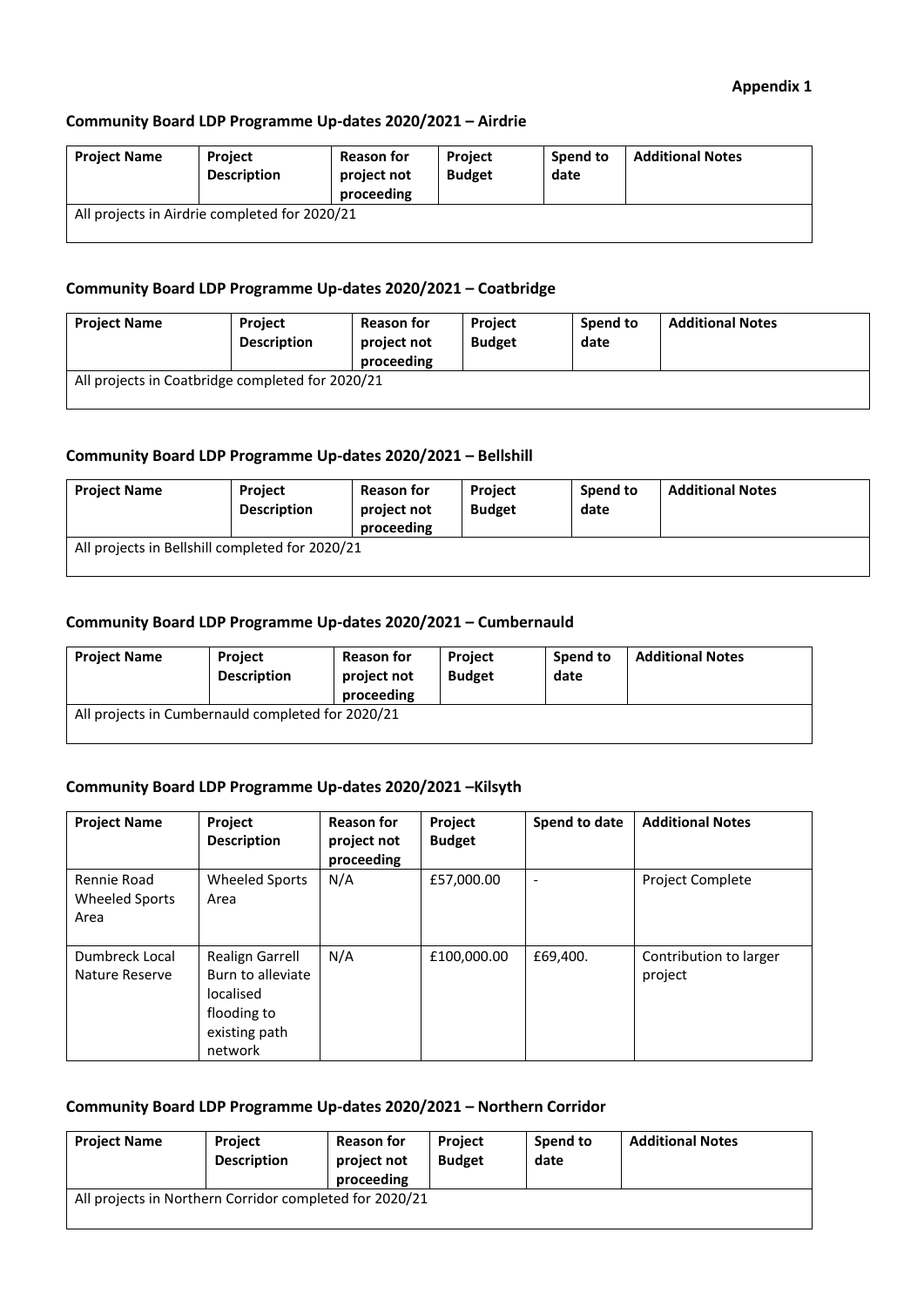**Appendix 1**

### Community Board LDP Programme Up-dates 2020/2021 – Airdrie

| Project Name | Project Description | Reason for project not proceeding | Project Budget | Spend to date | Additional Notes |
|---|---|---|---|---|---|
| All projects in Airdrie completed for 2020/21 | | | | | |

### Community Board LDP Programme Up-dates 2020/2021 – Coatbridge

| Project Name | Project Description | Reason for project not proceeding | Project Budget | Spend to date | Additional Notes |
|---|---|---|---|---|---|
| All projects in Coatbridge completed for 2020/21 | | | | | |

### Community Board LDP Programme Up-dates 2020/2021 – Bellshill

| Project Name | Project Description | Reason for project not proceeding | Project Budget | Spend to date | Additional Notes |
|---|---|---|---|---|---|
| All projects in Bellshill completed for 2020/21 | | | | | |

### Community Board LDP Programme Up-dates 2020/2021 – Cumbernauld

| Project Name | Project Description | Reason for project not proceeding | Project Budget | Spend to date | Additional Notes |
|---|---|---|---|---|---|
| All projects in Cumbernauld completed for 2020/21 | | | | | |

### Community Board LDP Programme Up-dates 2020/2021 –Kilsyth

| Project Name | Project Description | Reason for project not proceeding | Project Budget | Spend to date | Additional Notes |
|---|---|---|---|---|---|
| Rennie Road Wheeled Sports Area | Wheeled Sports Area | N/A | £57,000.00 | - | Project Complete |
| Dumbreck Local Nature Reserve | Realign Garrell Burn to alleviate localised flooding to existing path network | N/A | £100,000.00 | £69,400. | Contribution to larger project |

### Community Board LDP Programme Up-dates 2020/2021 – Northern Corridor

| Project Name | Project Description | Reason for project not proceeding | Project Budget | Spend to date | Additional Notes |
|---|---|---|---|---|---|
| All projects in Northern Corridor completed for 2020/21 | | | | | |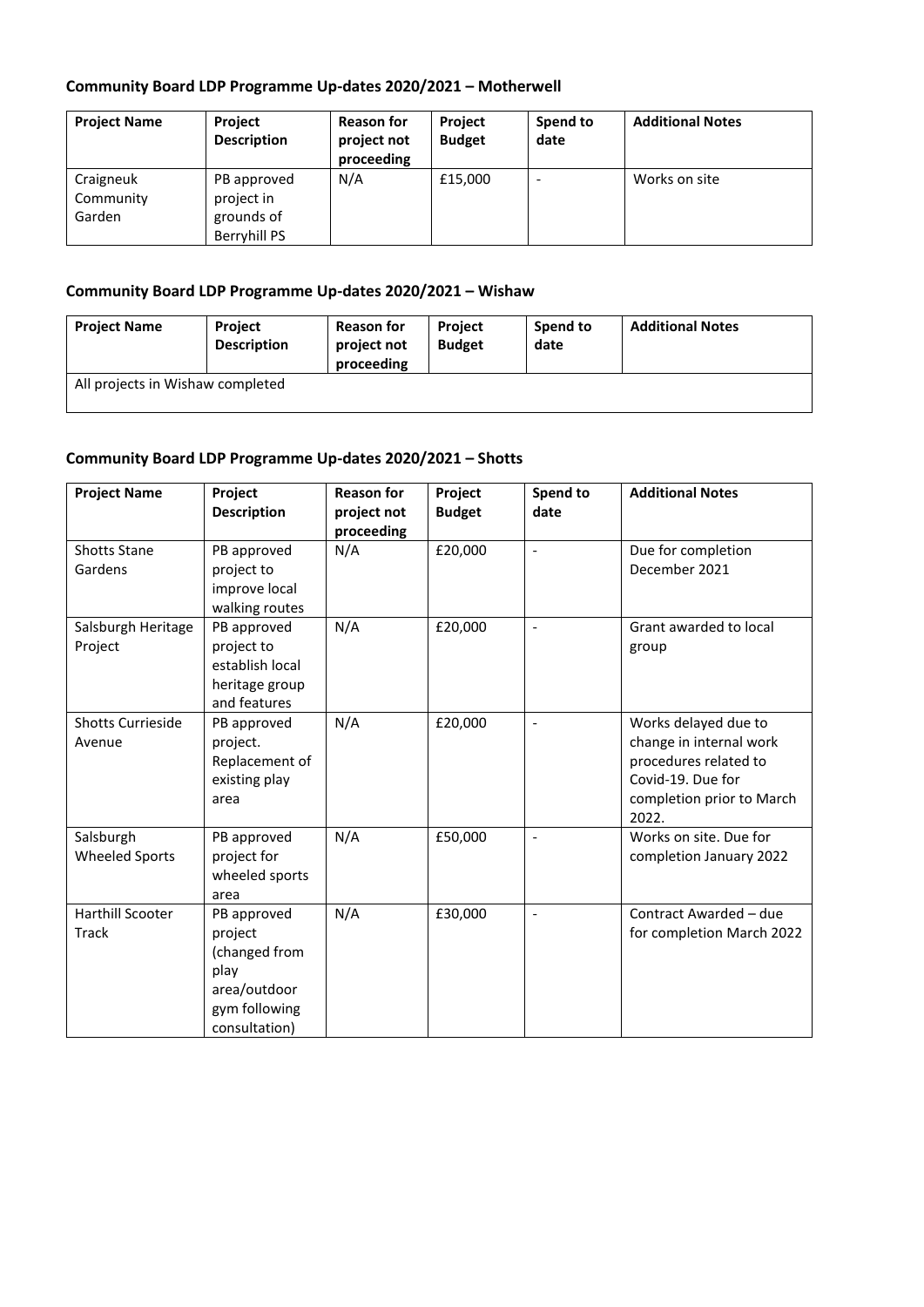### Community Board LDP Programme Up-dates 2020/2021 – Motherwell

| Project Name | Project Description | Reason for project not proceeding | Project Budget | Spend to date | Additional Notes |
|---|---|---|---|---|---|
| Craigneuk Community Garden | PB approved project in grounds of Berryhill PS | N/A | £15,000 | - | Works on site |

### Community Board LDP Programme Up-dates 2020/2021 – Wishaw

| Project Name | Project Description | Reason for project not proceeding | Project Budget | Spend to date | Additional Notes |
|---|---|---|---|---|---|
| All projects in Wishaw completed | | | | | |

### Community Board LDP Programme Up-dates 2020/2021 – Shotts

| Project Name | Project Description | Reason for project not proceeding | Project Budget | Spend to date | Additional Notes |
|---|---|---|---|---|---|
| Shotts Stane Gardens | PB approved project to improve local walking routes | N/A | £20,000 | - | Due for completion December 2021 |
| Salsburgh Heritage Project | PB approved project to establish local heritage group and features | N/A | £20,000 | - | Grant awarded to local group |
| Shotts Currieside Avenue | PB approved project. Replacement of existing play area | N/A | £20,000 | - | Works delayed due to change in internal work procedures related to Covid-19. Due for completion prior to March 2022. |
| Salsburgh Wheeled Sports | PB approved project for wheeled sports area | N/A | £50,000 | - | Works on site. Due for completion January 2022 |
| Harthill Scooter Track | PB approved project (changed from play area/outdoor gym following consultation) | N/A | £30,000 | - | Contract Awarded – due for completion March 2022 |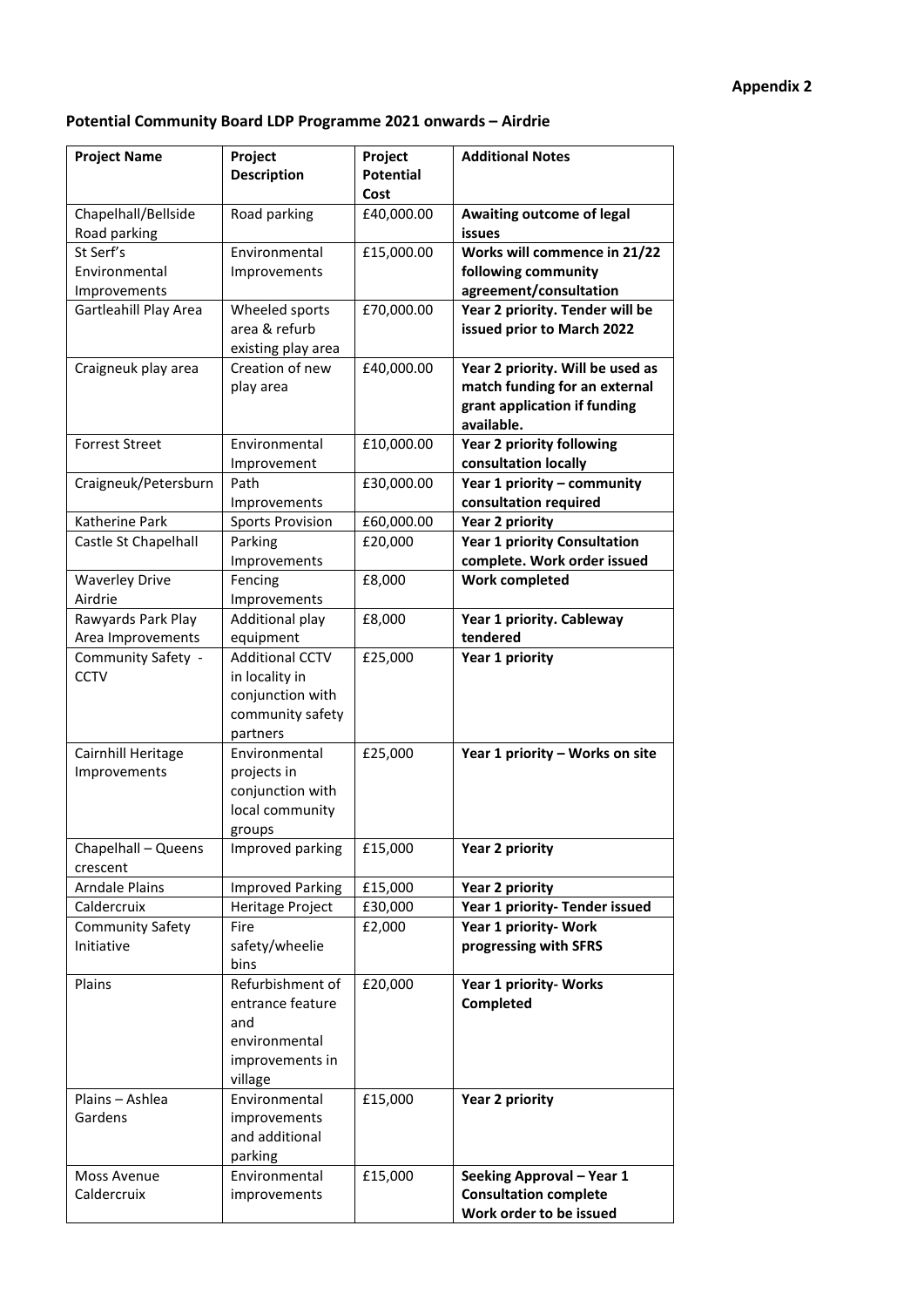**Appendix 2**

**Potential Community Board LDP Programme 2021 onwards – Airdrie**

| Project Name | Project Description | Project Potential Cost | Additional Notes |
|---|---|---|---|
| Chapelhall/Bellside Road parking | Road parking | £40,000.00 | **Awaiting outcome of legal issues** |
| St Serf's Environmental Improvements | Environmental Improvements | £15,000.00 | **Works will commence in 21/22 following community agreement/consultation** |
| Gartleahill Play Area | Wheeled sports area & refurb existing play area | £70,000.00 | **Year 2 priority. Tender will be issued prior to March 2022** |
| Craigneuk play area | Creation of new play area | £40,000.00 | **Year 2 priority. Will be used as match funding for an external grant application if funding available.** |
| Forrest Street | Environmental Improvement | £10,000.00 | **Year 2 priority following consultation locally** |
| Craigneuk/Petersburn | Path Improvements | £30,000.00 | **Year 1 priority – community consultation required** |
| Katherine Park | Sports Provision | £60,000.00 | **Year 2 priority** |
| Castle St Chapelhall | Parking Improvements | £20,000 | **Year 1 priority Consultation complete. Work order issued** |
| Waverley Drive Airdrie | Fencing Improvements | £8,000 | **Work completed** |
| Rawyards Park Play Area Improvements | Additional play equipment | £8,000 | **Year 1 priority. Cableway tendered** |
| Community Safety - CCTV | Additional CCTV in locality in conjunction with community safety partners | £25,000 | **Year 1 priority** |
| Cairnhill Heritage Improvements | Environmental projects in conjunction with local community groups | £25,000 | **Year 1 priority – Works on site** |
| Chapelhall – Queens crescent | Improved parking | £15,000 | **Year 2 priority** |
| Arndale Plains | Improved Parking | £15,000 | **Year 2 priority** |
| Caldercruix | Heritage Project | £30,000 | **Year 1 priority- Tender issued** |
| Community Safety Initiative | Fire safety/wheelie bins | £2,000 | **Year 1 priority- Work progressing with SFRS** |
| Plains | Refurbishment of entrance feature and environmental improvements in village | £20,000 | **Year 1 priority- Works Completed** |
| Plains – Ashlea Gardens | Environmental improvements and additional parking | £15,000 | **Year 2 priority** |
| Moss Avenue Caldercruix | Environmental improvements | £15,000 | **Seeking Approval – Year 1 Consultation complete Work order to be issued** |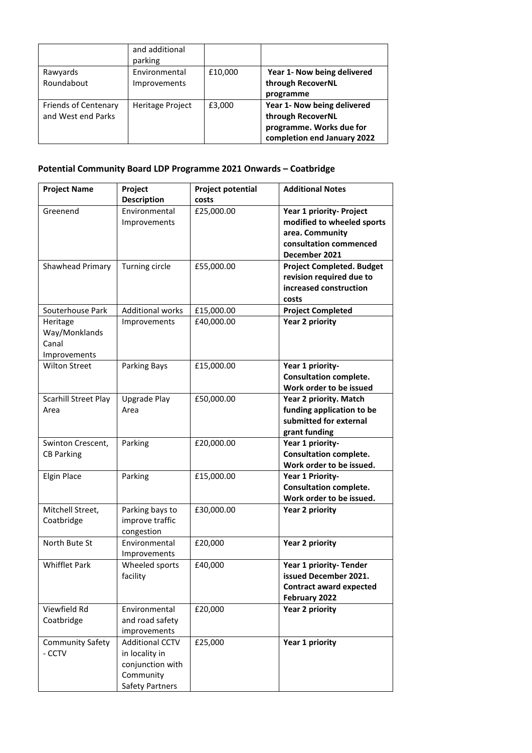|  | and additional parking |  |  |
|---|---|---|---|
| Rawyards Roundabout | Environmental Improvements | £10,000 | **Year 1- Now being delivered through RecoverNL programme** |
| Friends of Centenary and West end Parks | Heritage Project | £3,000 | **Year 1- Now being delivered through RecoverNL programme. Works due for completion end January 2022** |

## Potential Community Board LDP Programme 2021 Onwards – Coatbridge

| Project Name | Project Description | Project potential costs | Additional Notes |
|---|---|---|---|
| Greenend | Environmental Improvements | £25,000.00 | **Year 1 priority- Project modified to wheeled sports area. Community consultation commenced December 2021** |
| Shawhead Primary | Turning circle | £55,000.00 | **Project Completed. Budget revision required due to increased construction costs** |
| Souterhouse Park | Additional works | £15,000.00 | **Project Completed** |
| Heritage Way/Monklands Canal Improvements | Improvements | £40,000.00 | **Year 2 priority** |
| Wilton Street | Parking Bays | £15,000.00 | **Year 1 priority- Consultation complete. Work order to be issued** |
| Scarhill Street Play Area | Upgrade Play Area | £50,000.00 | **Year 2 priority. Match funding application to be submitted for external grant funding** |
| Swinton Crescent, CB Parking | Parking | £20,000.00 | **Year 1 priority- Consultation complete. Work order to be issued.** |
| Elgin Place | Parking | £15,000.00 | **Year 1 Priority- Consultation complete. Work order to be issued.** |
| Mitchell Street, Coatbridge | Parking bays to improve traffic congestion | £30,000.00 | **Year 2 priority** |
| North Bute St | Environmental Improvements | £20,000 | **Year 2 priority** |
| Whifflet Park | Wheeled sports facility | £40,000 | **Year 1 priority- Tender issued December 2021. Contract award expected February 2022** |
| Viewfield Rd Coatbridge | Environmental and road safety improvements | £20,000 | **Year 2 priority** |
| Community Safety - CCTV | Additional CCTV in locality in conjunction with Community Safety Partners | £25,000 | **Year 1 priority** |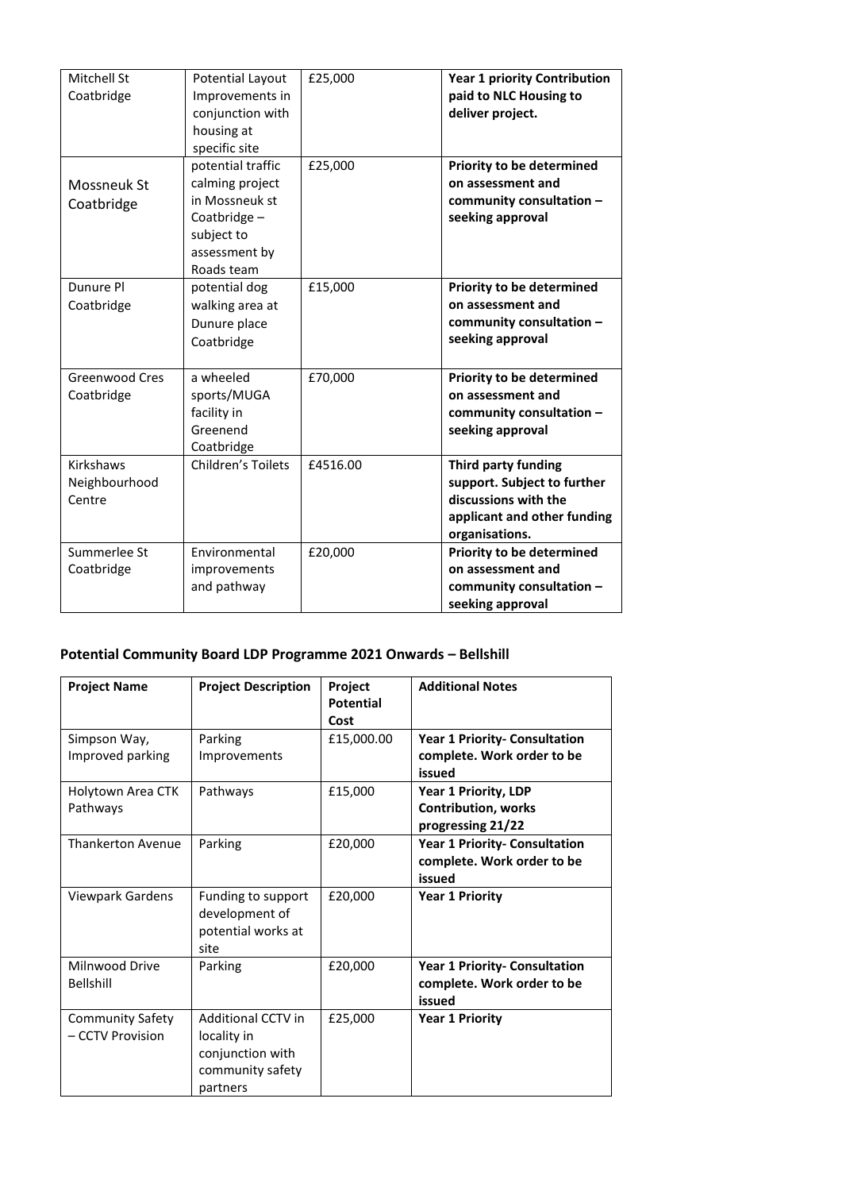| Mitchell St Coatbridge | Potential Layout Improvements in conjunction with housing at specific site | £25,000 | **Year 1 priority Contribution paid to NLC Housing to deliver project.** |
|---|---|---|---|
| Mossneuk St Coatbridge | potential traffic calming project in Mossneuk st Coatbridge – subject to assessment by Roads team | £25,000 | **Priority to be determined on assessment and community consultation – seeking approval** |
| Dunure Pl Coatbridge | potential dog walking area at Dunure place Coatbridge | £15,000 | **Priority to be determined on assessment and community consultation – seeking approval** |
| Greenwood Cres Coatbridge | a wheeled sports/MUGA facility in Greenend Coatbridge | £70,000 | **Priority to be determined on assessment and community consultation – seeking approval** |
| Kirkshaws Neighbourhood Centre | Children's Toilets | £4516.00 | **Third party funding support. Subject to further discussions with the applicant and other funding organisations.** |
| Summerlee St Coatbridge | Environmental improvements and pathway | £20,000 | **Priority to be determined on assessment and community consultation – seeking approval** |

### Potential Community Board LDP Programme 2021 Onwards – Bellshill

| **Project Name** | **Project Description** | **Project Potential Cost** | **Additional Notes** |
|---|---|---|---|
| Simpson Way, Improved parking | Parking Improvements | £15,000.00 | **Year 1 Priority- Consultation complete. Work order to be issued** |
| Holytown Area CTK Pathways | Pathways | £15,000 | **Year 1 Priority, LDP Contribution, works progressing 21/22** |
| Thankerton Avenue | Parking | £20,000 | **Year 1 Priority- Consultation complete. Work order to be issued** |
| Viewpark Gardens | Funding to support development of potential works at site | £20,000 | **Year 1 Priority** |
| Milnwood Drive Bellshill | Parking | £20,000 | **Year 1 Priority- Consultation complete. Work order to be issued** |
| Community Safety – CCTV Provision | Additional CCTV in locality in conjunction with community safety partners | £25,000 | **Year 1 Priority** |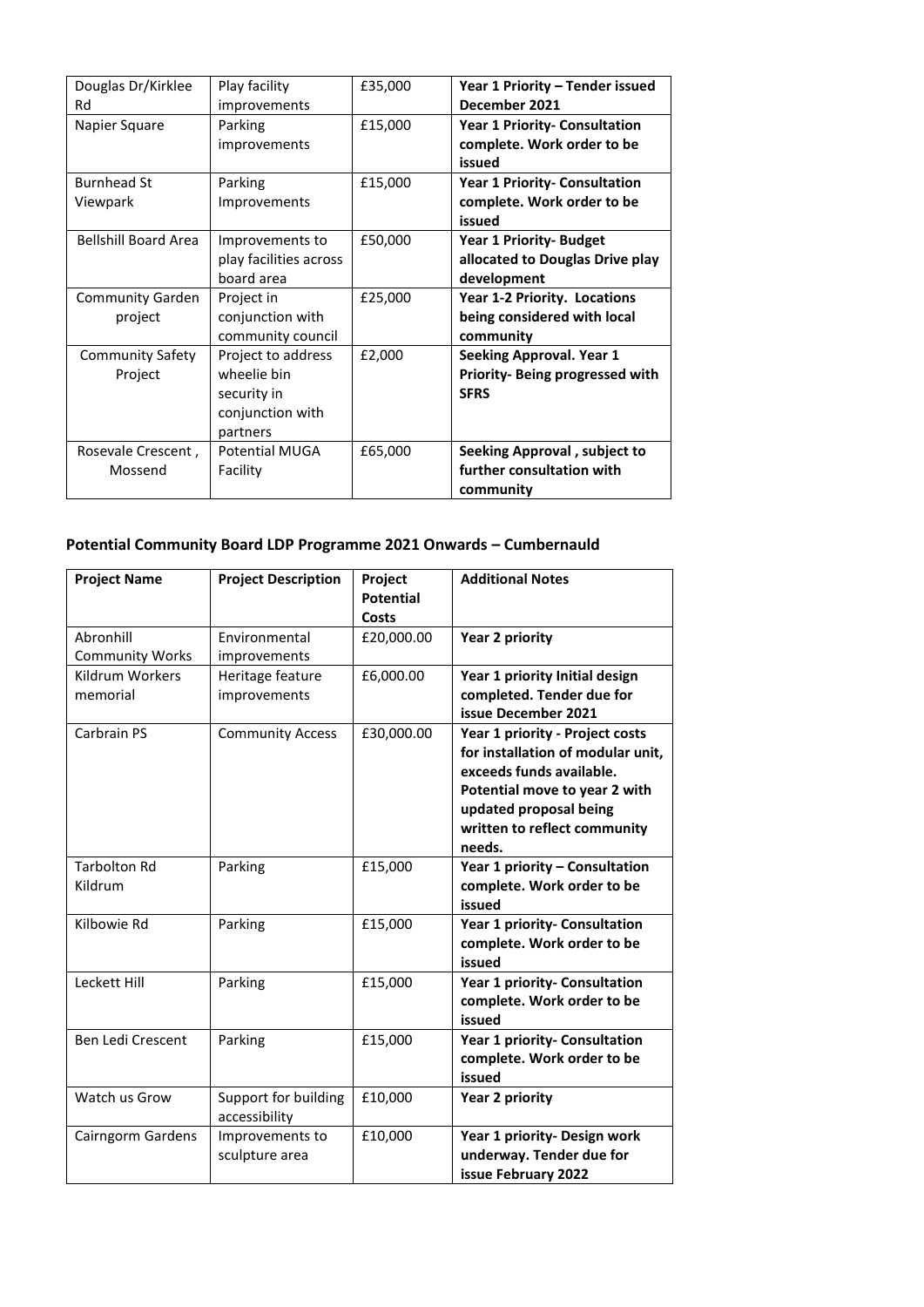| | | | |
|---|---|---|---|
| Douglas Dr/Kirklee Rd | Play facility improvements | £35,000 | **Year 1 Priority – Tender issued December 2021** |
| Napier Square | Parking improvements | £15,000 | **Year 1 Priority- Consultation complete. Work order to be issued** |
| Burnhead St Viewpark | Parking Improvements | £15,000 | **Year 1 Priority- Consultation complete. Work order to be issued** |
| Bellshill Board Area | Improvements to play facilities across board area | £50,000 | **Year 1 Priority- Budget allocated to Douglas Drive play development** |
| Community Garden project | Project in conjunction with community council | £25,000 | **Year 1-2 Priority. Locations being considered with local community** |
| Community Safety Project | Project to address wheelie bin security in conjunction with partners | £2,000 | **Seeking Approval. Year 1 Priority- Being progressed with SFRS** |
| Rosevale Crescent , Mossend | Potential MUGA Facility | £65,000 | **Seeking Approval , subject to further consultation with community** |

## Potential Community Board LDP Programme 2021 Onwards – Cumbernauld

| Project Name | Project Description | Project Potential Costs | Additional Notes |
|---|---|---|---|
| Abronhill Community Works | Environmental improvements | £20,000.00 | **Year 2 priority** |
| Kildrum Workers memorial | Heritage feature improvements | £6,000.00 | **Year 1 priority Initial design completed. Tender due for issue December 2021** |
| Carbrain PS | Community Access | £30,000.00 | **Year 1 priority - Project costs for installation of modular unit, exceeds funds available. Potential move to year 2 with updated proposal being written to reflect community needs.** |
| Tarbolton Rd Kildrum | Parking | £15,000 | **Year 1 priority – Consultation complete. Work order to be issued** |
| Kilbowie Rd | Parking | £15,000 | **Year 1 priority- Consultation complete. Work order to be issued** |
| Leckett Hill | Parking | £15,000 | **Year 1 priority- Consultation complete. Work order to be issued** |
| Ben Ledi Crescent | Parking | £15,000 | **Year 1 priority- Consultation complete. Work order to be issued** |
| Watch us Grow | Support for building accessibility | £10,000 | **Year 2 priority** |
| Cairngorm Gardens | Improvements to sculpture area | £10,000 | **Year 1 priority- Design work underway. Tender due for issue February 2022** |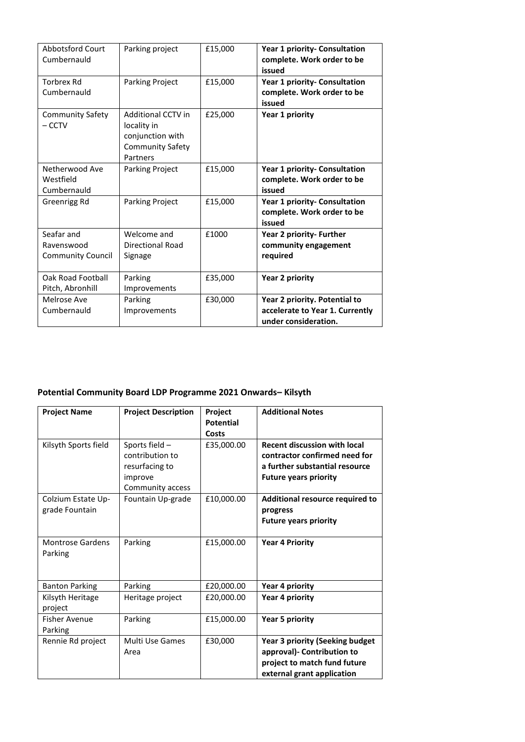| | | | |
|---|---|---|---|
| Abbotsford Court Cumbernauld | Parking project | £15,000 | **Year 1 priority- Consultation complete. Work order to be issued** |
| Torbrex Rd Cumbernauld | Parking Project | £15,000 | **Year 1 priority- Consultation complete. Work order to be issued** |
| Community Safety – CCTV | Additional CCTV in locality in conjunction with Community Safety Partners | £25,000 | **Year 1 priority** |
| Netherwood Ave Westfield Cumbernauld | Parking Project | £15,000 | **Year 1 priority- Consultation complete. Work order to be issued** |
| Greenrigg Rd | Parking Project | £15,000 | **Year 1 priority- Consultation complete. Work order to be issued** |
| Seafar and Ravenswood Community Council | Welcome and Directional Road Signage | £1000 | **Year 2 priority- Further community engagement required** |
| Oak Road Football Pitch, Abronhill | Parking Improvements | £35,000 | **Year 2 priority** |
| Melrose Ave Cumbernauld | Parking Improvements | £30,000 | **Year 2 priority. Potential to accelerate to Year 1. Currently under consideration.** |

## Potential Community Board LDP Programme 2021 Onwards– Kilsyth

| Project Name | Project Description | Project Potential Costs | Additional Notes |
|---|---|---|---|
| Kilsyth Sports field | Sports field – contribution to resurfacing to improve Community access | £35,000.00 | **Recent discussion with local contractor confirmed need for a further substantial resource Future years priority** |
| Colzium Estate Up-grade Fountain | Fountain Up-grade | £10,000.00 | **Additional resource required to progress Future years priority** |
| Montrose Gardens Parking | Parking | £15,000.00 | **Year 4 Priority** |
| Banton Parking | Parking | £20,000.00 | **Year 4 priority** |
| Kilsyth Heritage project | Heritage project | £20,000.00 | **Year 4 priority** |
| Fisher Avenue Parking | Parking | £15,000.00 | **Year 5 priority** |
| Rennie Rd project | Multi Use Games Area | £30,000 | **Year 3 priority (Seeking budget approval)- Contribution to project to match fund future external grant application** |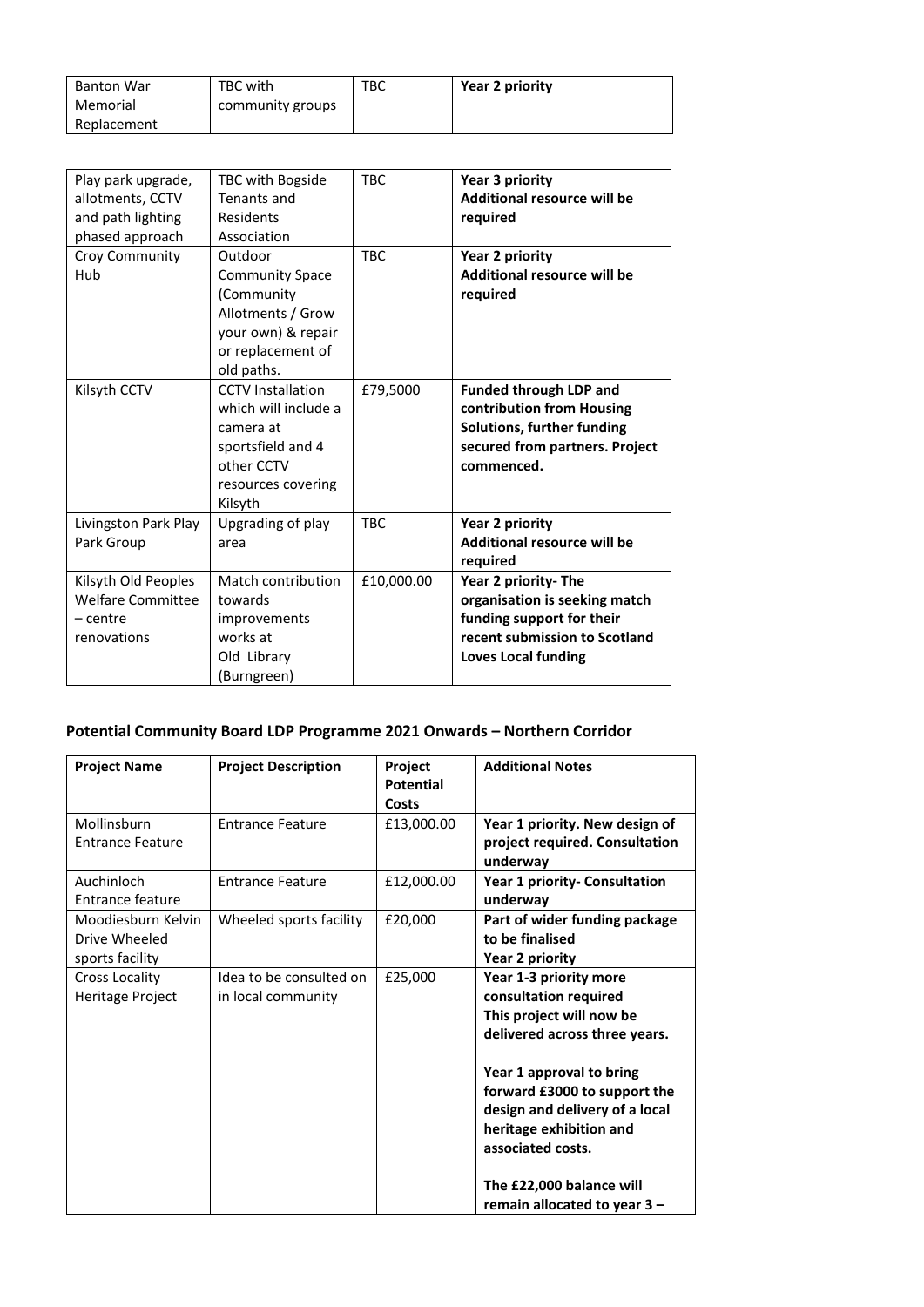| Banton War Memorial Replacement | TBC with community groups | TBC | **Year 2 priority** |
|---|---|---|---|

| Play park upgrade, allotments, CCTV and path lighting phased approach | TBC with Bogside Tenants and Residents Association | TBC | **Year 3 priority** **Additional resource will be required** |
|---|---|---|---|
| Croy Community Hub | Outdoor Community Space (Community Allotments / Grow your own) & repair or replacement of old paths. | TBC | **Year 2 priority** **Additional resource will be required** |
| Kilsyth CCTV | CCTV Installation which will include a camera at sportsfield and 4 other CCTV resources covering Kilsyth | £79,5000 | **Funded through LDP and contribution from Housing Solutions, further funding secured from partners. Project commenced.** |
| Livingston Park Play Park Group | Upgrading of play area | TBC | **Year 2 priority** **Additional resource will be required** |
| Kilsyth Old Peoples Welfare Committee – centre renovations | Match contribution towards improvements works at Old Library (Burngreen) | £10,000.00 | **Year 2 priority- The organisation is seeking match funding support for their recent submission to Scotland Loves Local funding** |

## Potential Community Board LDP Programme 2021 Onwards – Northern Corridor

| **Project Name** | **Project Description** | **Project Potential Costs** | **Additional Notes** |
|---|---|---|---|
| Mollinsburn Entrance Feature | Entrance Feature | £13,000.00 | **Year 1 priority. New design of project required. Consultation underway** |
| Auchinloch Entrance feature | Entrance Feature | £12,000.00 | **Year 1 priority- Consultation underway** |
| Moodiesburn Kelvin Drive Wheeled sports facility | Wheeled sports facility | £20,000 | **Part of wider funding package to be finalised** **Year 2 priority** |
| Cross Locality Heritage Project | Idea to be consulted on in local community | £25,000 | **Year 1-3 priority more consultation required** **This project will now be delivered across three years.** **Year 1 approval to bring forward £3000 to support the design and delivery of a local heritage exhibition and associated costs.** **The £22,000 balance will remain allocated to year 3 –** |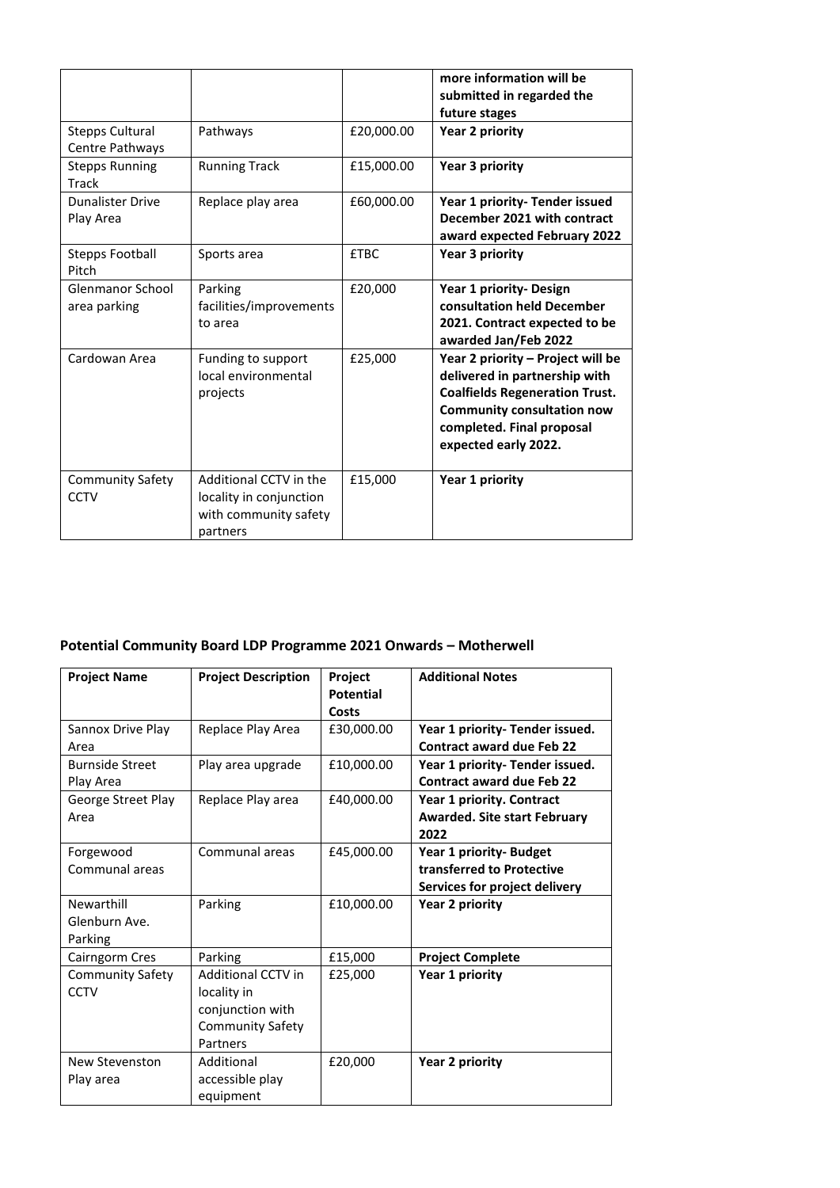| | | | **more information will be submitted in regarded the future stages** |
|---|---|---|---|
| Stepps Cultural Centre Pathways | Pathways | £20,000.00 | **Year 2 priority** |
| Stepps Running Track | Running Track | £15,000.00 | **Year 3 priority** |
| Dunalister Drive Play Area | Replace play area | £60,000.00 | **Year 1 priority- Tender issued December 2021 with contract award expected February 2022** |
| Stepps Football Pitch | Sports area | £TBC | **Year 3 priority** |
| Glenmanor School area parking | Parking facilities/improvements to area | £20,000 | **Year 1 priority- Design consultation held December 2021. Contract expected to be awarded Jan/Feb 2022** |
| Cardowan Area | Funding to support local environmental projects | £25,000 | **Year 2 priority – Project will be delivered in partnership with Coalfields Regeneration Trust. Community consultation now completed. Final proposal expected early 2022.** |
| Community Safety CCTV | Additional CCTV in the locality in conjunction with community safety partners | £15,000 | **Year 1 priority** |

## Potential Community Board LDP Programme 2021 Onwards – Motherwell

| Project Name | Project Description | Project Potential Costs | Additional Notes |
|---|---|---|---|
| Sannox Drive Play Area | Replace Play Area | £30,000.00 | **Year 1 priority- Tender issued. Contract award due Feb 22** |
| Burnside Street Play Area | Play area upgrade | £10,000.00 | **Year 1 priority- Tender issued. Contract award due Feb 22** |
| George Street Play Area | Replace Play area | £40,000.00 | **Year 1 priority. Contract Awarded. Site start February 2022** |
| Forgewood Communal areas | Communal areas | £45,000.00 | **Year 1 priority- Budget transferred to Protective Services for project delivery** |
| Newarthill Glenburn Ave. Parking | Parking | £10,000.00 | **Year 2 priority** |
| Cairngorm Cres | Parking | £15,000 | **Project Complete** |
| Community Safety CCTV | Additional CCTV in locality in conjunction with Community Safety Partners | £25,000 | **Year 1 priority** |
| New Stevenston Play area | Additional accessible play equipment | £20,000 | **Year 2 priority** |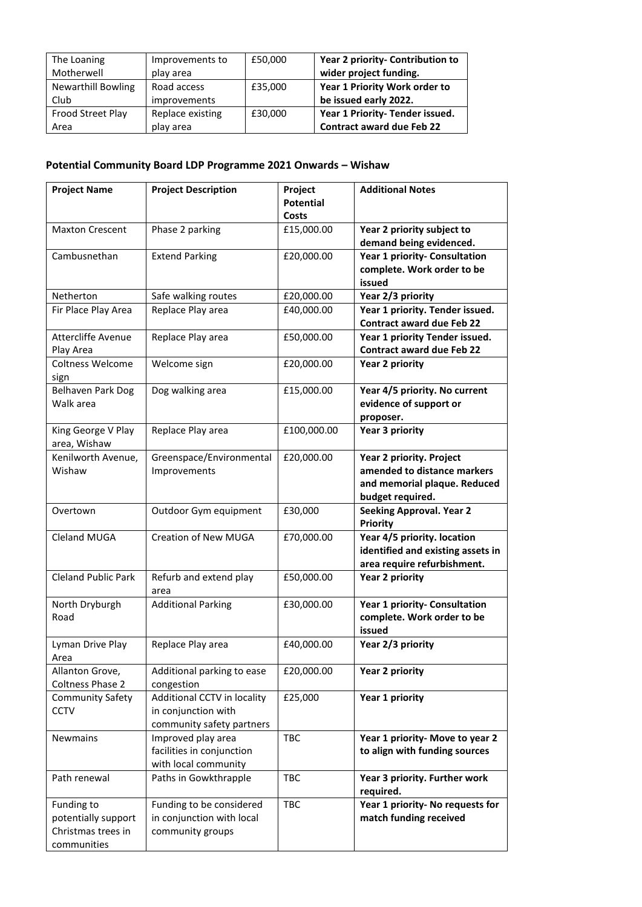| The Loaning Motherwell | Improvements to play area | £50,000 | **Year 2 priority- Contribution to wider project funding.** |
|---|---|---|---|
| Newarthill Bowling Club | Road access improvements | £35,000 | **Year 1 Priority Work order to be issued early 2022.** |
| Frood Street Play Area | Replace existing play area | £30,000 | **Year 1 Priority- Tender issued. Contract award due Feb 22** |

## Potential Community Board LDP Programme 2021 Onwards – Wishaw

| Project Name | Project Description | Project Potential Costs | Additional Notes |
|---|---|---|---|
| Maxton Crescent | Phase 2 parking | £15,000.00 | **Year 2 priority subject to demand being evidenced.** |
| Cambusnethan | Extend Parking | £20,000.00 | **Year 1 priority- Consultation complete. Work order to be issued** |
| Netherton | Safe walking routes | £20,000.00 | **Year 2/3 priority** |
| Fir Place Play Area | Replace Play area | £40,000.00 | **Year 1 priority. Tender issued. Contract award due Feb 22** |
| Attercliffe Avenue Play Area | Replace Play area | £50,000.00 | **Year 1 priority Tender issued. Contract award due Feb 22** |
| Coltness Welcome sign | Welcome sign | £20,000.00 | **Year 2 priority** |
| Belhaven Park Dog Walk area | Dog walking area | £15,000.00 | **Year 4/5 priority. No current evidence of support or proposer.** |
| King George V Play area, Wishaw | Replace Play area | £100,000.00 | **Year 3 priority** |
| Kenilworth Avenue, Wishaw | Greenspace/Environmental Improvements | £20,000.00 | **Year 2 priority. Project amended to distance markers and memorial plaque. Reduced budget required.** |
| Overtown | Outdoor Gym equipment | £30,000 | **Seeking Approval. Year 2 Priority** |
| Cleland MUGA | Creation of New MUGA | £70,000.00 | **Year 4/5 priority. location identified and existing assets in area require refurbishment.** |
| Cleland Public Park | Refurb and extend play area | £50,000.00 | **Year 2 priority** |
| North Dryburgh Road | Additional Parking | £30,000.00 | **Year 1 priority- Consultation complete. Work order to be issued** |
| Lyman Drive Play Area | Replace Play area | £40,000.00 | **Year 2/3 priority** |
| Allanton Grove, Coltness Phase 2 | Additional parking to ease congestion | £20,000.00 | **Year 2 priority** |
| Community Safety CCTV | Additional CCTV in locality in conjunction with community safety partners | £25,000 | **Year 1 priority** |
| Newmains | Improved play area facilities in conjunction with local community | TBC | **Year 1 priority- Move to year 2 to align with funding sources** |
| Path renewal | Paths in Gowkthrapple | TBC | **Year 3 priority. Further work required.** |
| Funding to potentially support Christmas trees in communities | Funding to be considered in conjunction with local community groups | TBC | **Year 1 priority- No requests for match funding received** |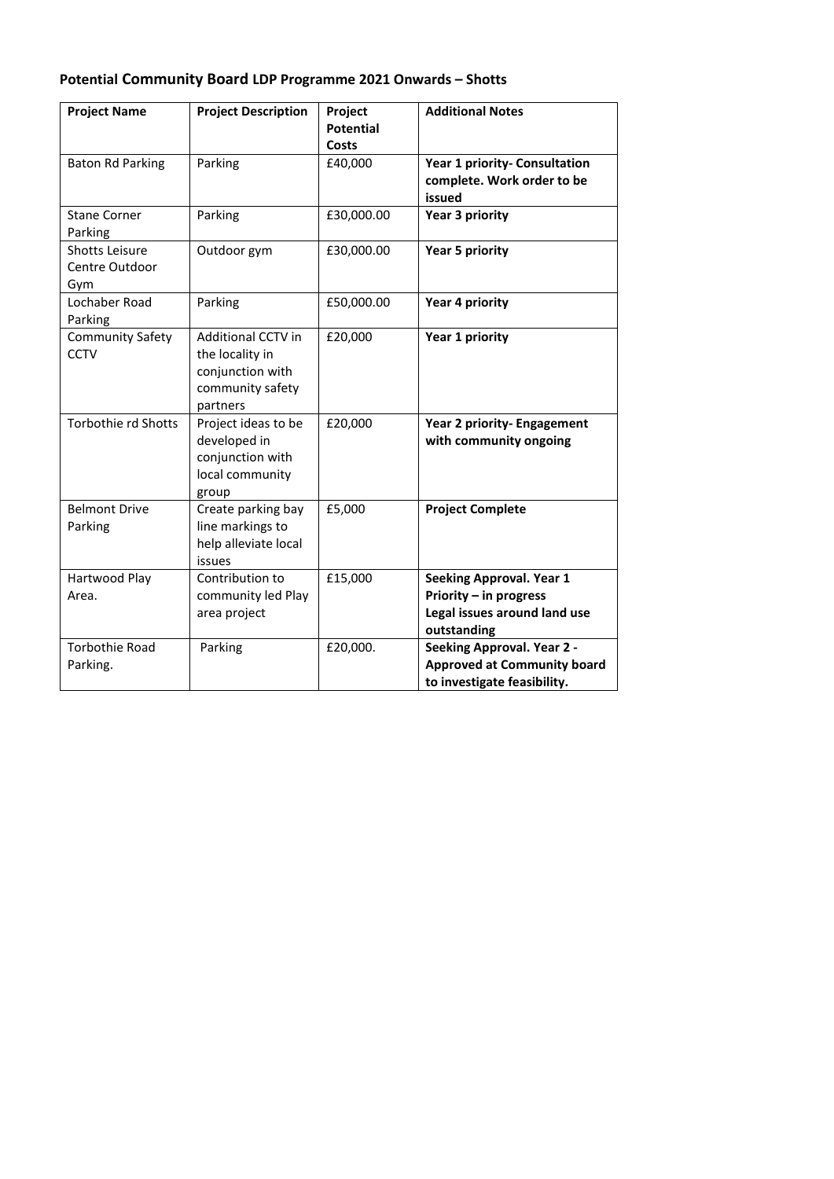## Potential **Community Board** LDP Programme 2021 Onwards – Shotts

| Project Name | Project Description | Project Potential Costs | Additional Notes |
|---|---|---|---|
| Baton Rd Parking | Parking | £40,000 | **Year 1 priority- Consultation complete. Work order to be issued** |
| Stane Corner Parking | Parking | £30,000.00 | **Year 3 priority** |
| Shotts Leisure Centre Outdoor Gym | Outdoor gym | £30,000.00 | **Year 5 priority** |
| Lochaber Road Parking | Parking | £50,000.00 | **Year 4 priority** |
| Community Safety CCTV | Additional CCTV in the locality in conjunction with community safety partners | £20,000 | **Year 1 priority** |
| Torbothie rd Shotts | Project ideas to be developed in conjunction with local community group | £20,000 | **Year 2 priority- Engagement with community ongoing** |
| Belmont Drive Parking | Create parking bay line markings to help alleviate local issues | £5,000 | **Project Complete** |
| Hartwood Play Area. | Contribution to community led Play area project | £15,000 | **Seeking Approval. Year 1 Priority – in progress Legal issues around land use outstanding** |
| Torbothie Road Parking. | Parking | £20,000. | **Seeking Approval. Year 2 - Approved at Community board to investigate feasibility.** |